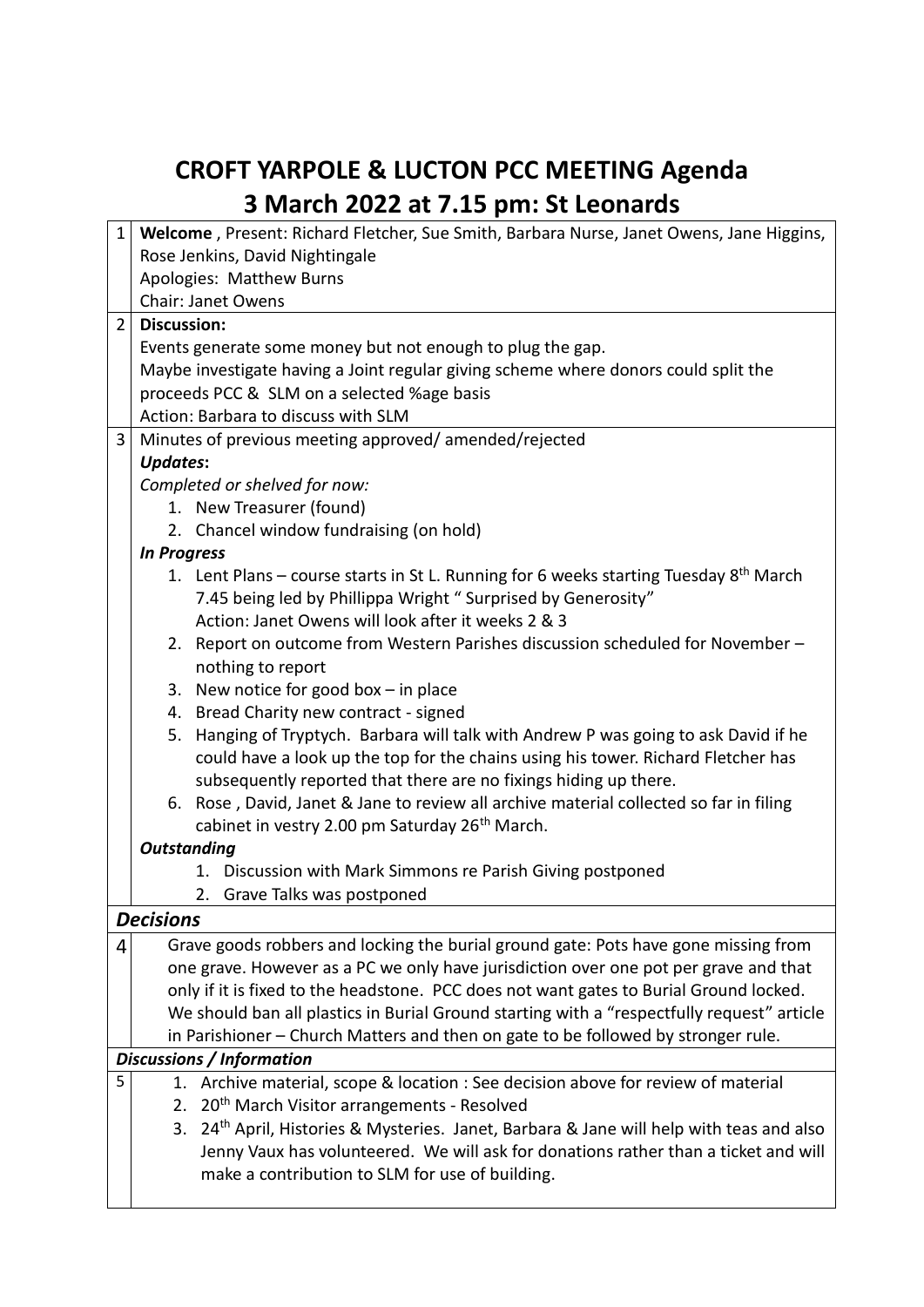# CROFT YARPOLE & LUCTON PCC MEETING Agenda
# 3 March 2022 at 7.15 pm: St Leonards

| | |
|---|---|
| 1 | **Welcome** , Present: Richard Fletcher, Sue Smith, Barbara Nurse, Janet Owens, Jane Higgins, Rose Jenkins, David Nightingale<br>Apologies: Matthew Burns<br>Chair: Janet Owens |
| 2 | **Discussion:**<br>Events generate some money but not enough to plug the gap.<br>Maybe investigate having a Joint regular giving scheme where donors could split the proceeds PCC & SLM on a selected %age basis<br>Action: Barbara to discuss with SLM |
| 3 | Minutes of previous meeting approved/ amended/rejected<br>***Updates*:**<br>*Completed or shelved for now:*<br>1. New Treasurer (found)<br>2. Chancel window fundraising (on hold)<br>***In Progress***<br>1. Lent Plans – course starts in St L. Running for 6 weeks starting Tuesday 8th March 7.45 being led by Phillippa Wright " Surprised by Generosity"<br>Action: Janet Owens will look after it weeks 2 & 3<br>2. Report on outcome from Western Parishes discussion scheduled for November – nothing to report<br>3. New notice for good box – in place<br>4. Bread Charity new contract - signed<br>5. Hanging of Tryptych. Barbara will talk with Andrew P was going to ask David if he could have a look up the top for the chains using his tower. Richard Fletcher has subsequently reported that there are no fixings hiding up there.<br>6. Rose , David, Janet & Jane to review all archive material collected so far in filing cabinet in vestry 2.00 pm Saturday 26th March.<br>***Outstanding***<br>1. Discussion with Mark Simmons re Parish Giving postponed<br>2. Grave Talks was postponed |
| ***Decisions*** | |
| 4 | Grave goods robbers and locking the burial ground gate: Pots have gone missing from one grave. However as a PC we only have jurisdiction over one pot per grave and that only if it is fixed to the headstone. PCC does not want gates to Burial Ground locked. We should ban all plastics in Burial Ground starting with a "respectfully request" article in Parishioner – Church Matters and then on gate to be followed by stronger rule. |
| ***Discussions / Information*** | |
| 5 | 1. Archive material, scope & location : See decision above for review of material<br>2. 20th March Visitor arrangements - Resolved<br>3. 24th April, Histories & Mysteries. Janet, Barbara & Jane will help with teas and also Jenny Vaux has volunteered. We will ask for donations rather than a ticket and will make a contribution to SLM for use of building. |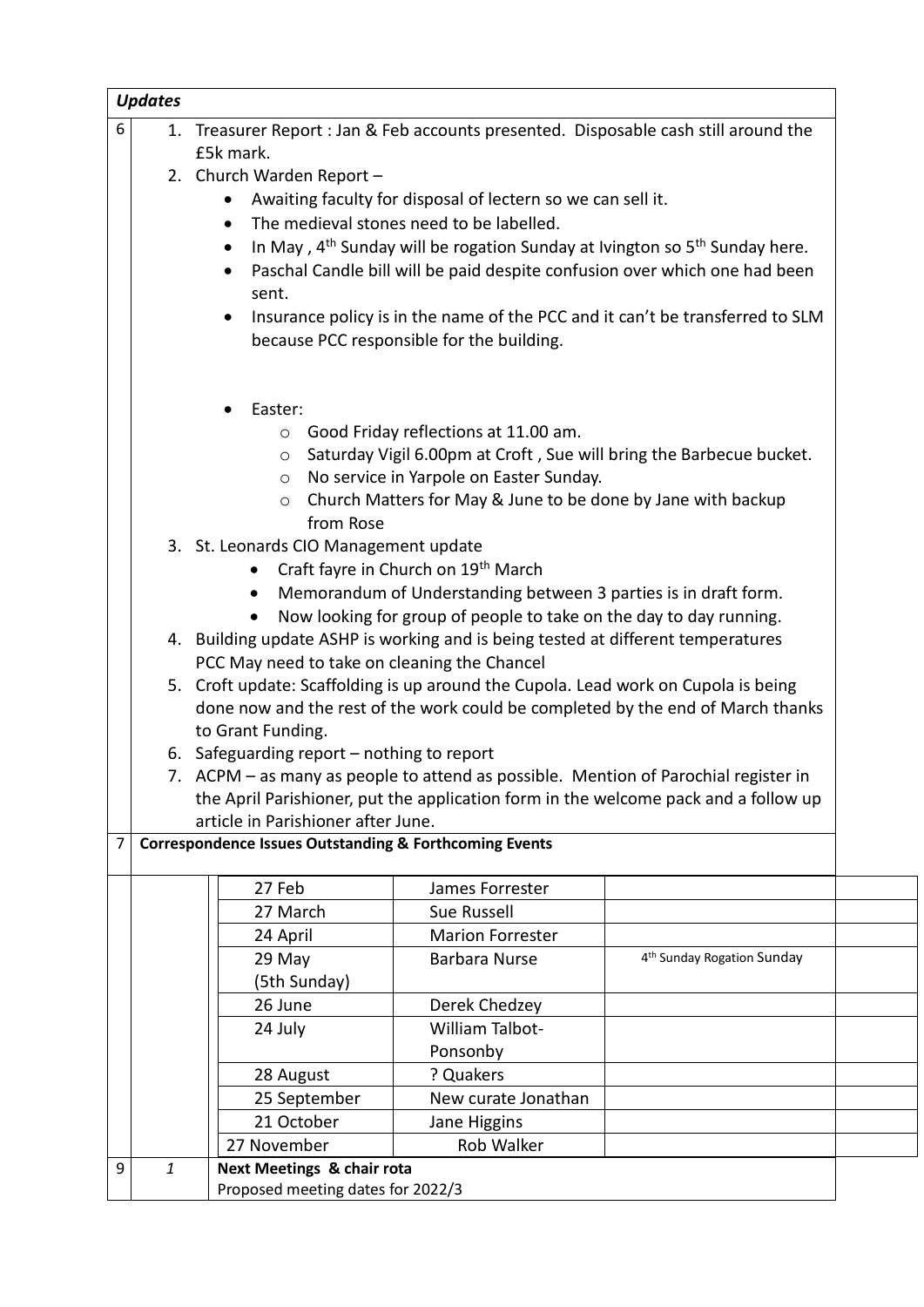***Updates***

6

1. Treasurer Report : Jan & Feb accounts presented. Disposable cash still around the £5k mark.
2. Church Warden Report –
   - Awaiting faculty for disposal of lectern so we can sell it.
   - The medieval stones need to be labelled.
   - In May , 4th Sunday will be rogation Sunday at Ivington so 5th Sunday here.
   - Paschal Candle bill will be paid despite confusion over which one had been sent.
   - Insurance policy is in the name of the PCC and it can't be transferred to SLM because PCC responsible for the building.
   - Easter:
     - Good Friday reflections at 11.00 am.
     - Saturday Vigil 6.00pm at Croft , Sue will bring the Barbecue bucket.
     - No service in Yarpole on Easter Sunday.
     - Church Matters for May & June to be done by Jane with backup from Rose
3. St. Leonards CIO Management update
   - Craft fayre in Church on 19th March
   - Memorandum of Understanding between 3 parties is in draft form.
   - Now looking for group of people to take on the day to day running.
4. Building update ASHP is working and is being tested at different temperatures PCC May need to take on cleaning the Chancel
5. Croft update: Scaffolding is up around the Cupola. Lead work on Cupola is being done now and the rest of the work could be completed by the end of March thanks to Grant Funding.
6. Safeguarding report – nothing to report
7. ACPM – as many as people to attend as possible. Mention of Parochial register in the April Parishioner, put the application form in the welcome pack and a follow up article in Parishioner after June.

7 **Correspondence Issues Outstanding & Forthcoming Events**

| | | |
|---|---|---|
| 27 Feb | James Forrester | |
| 27 March | Sue Russell | |
| 24 April | Marion Forrester | |
| 29 May (5th Sunday) | Barbara Nurse | 4th Sunday Rogation Sunday |
| 26 June | Derek Chedzey | |
| 24 July | William Talbot-Ponsonby | |
| 28 August | ? Quakers | |
| 25 September | New curate Jonathan | |
| 21 October | Jane Higgins | |
| 27 November | Rob Walker | |

9 *1* **Next Meetings & chair rota**

Proposed meeting dates for 2022/3